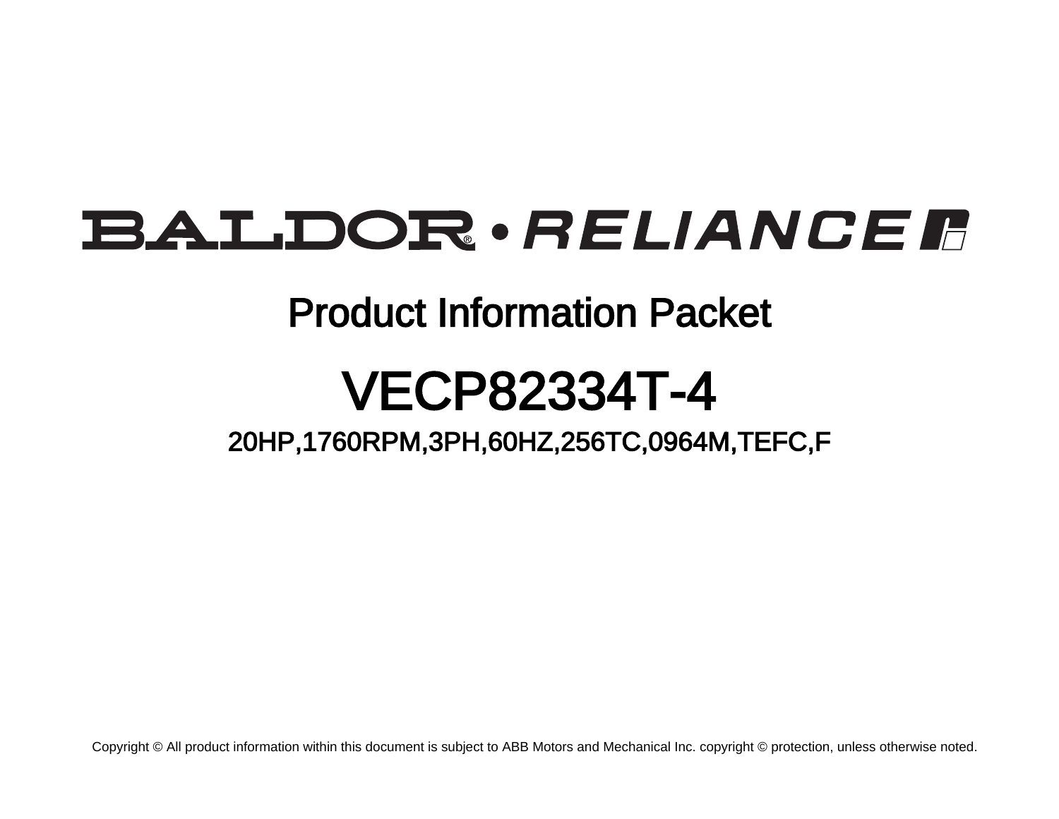BALDOR® • RELIANCE

# Product Information Packet

# VECP82334T-4

## 20HP,1760RPM,3PH,60HZ,256TC,0964M,TEFC,F

Copyright © All product information within this document is subject to ABB Motors and Mechanical Inc. copyright © protection, unless otherwise noted.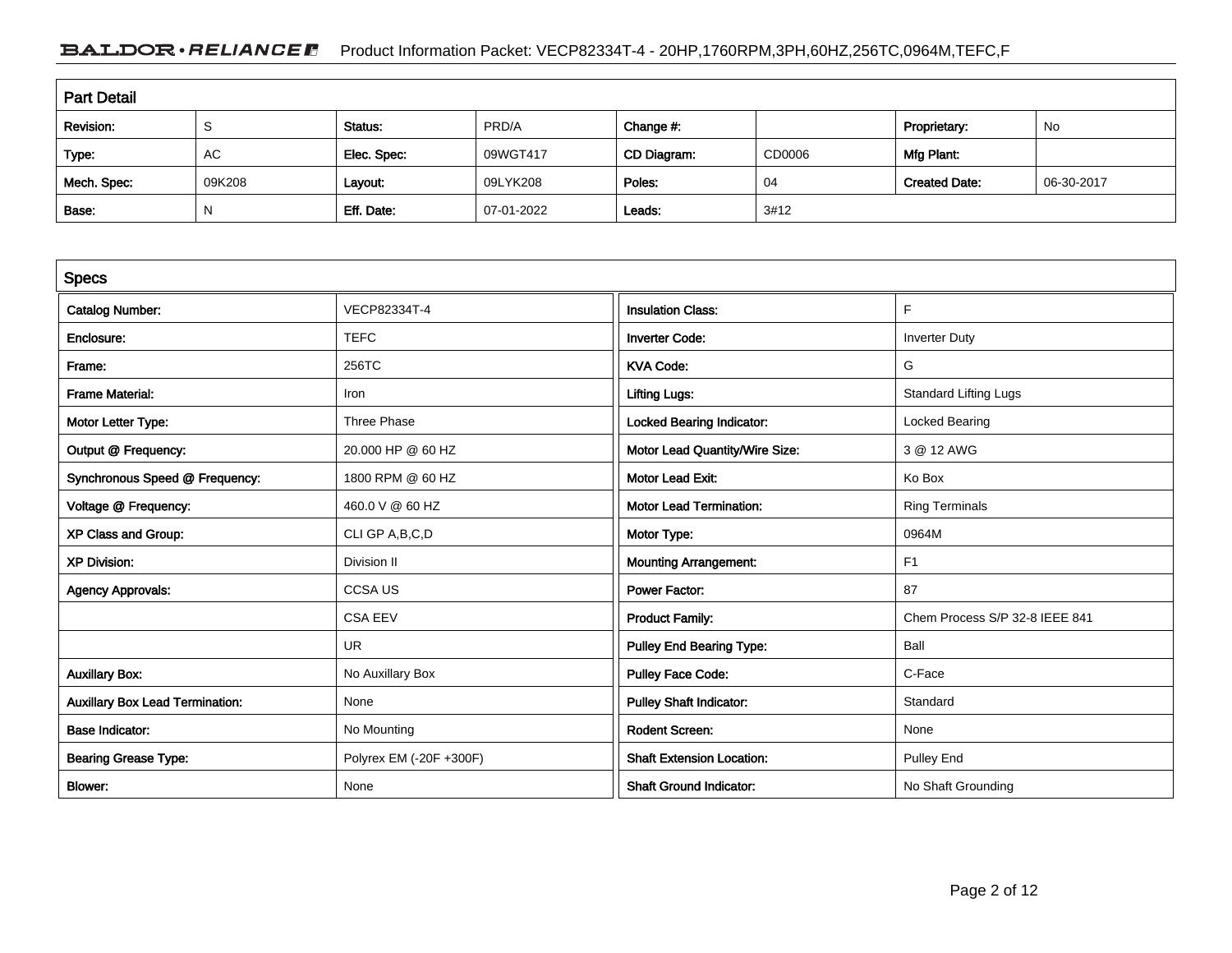## Part Detail

| Revision: | S | Status: | PRD/A | Change #: | | Proprietary: | No |
|---|---|---|---|---|---|---|---|
| Type: | AC | Elec. Spec: | 09WGT417 | CD Diagram: | CD0006 | Mfg Plant: | |
| Mech. Spec: | 09K208 | Layout: | 09LYK208 | Poles: | 04 | Created Date: | 06-30-2017 |
| Base: | N | Eff. Date: | 07-01-2022 | Leads: | 3#12 | | |

## Specs

| | | | |
|---|---|---|---|
| Catalog Number: | VECP82334T-4 | Insulation Class: | F |
| Enclosure: | TEFC | Inverter Code: | Inverter Duty |
| Frame: | 256TC | KVA Code: | G |
| Frame Material: | Iron | Lifting Lugs: | Standard Lifting Lugs |
| Motor Letter Type: | Three Phase | Locked Bearing Indicator: | Locked Bearing |
| Output @ Frequency: | 20.000 HP @ 60 HZ | Motor Lead Quantity/Wire Size: | 3 @ 12 AWG |
| Synchronous Speed @ Frequency: | 1800 RPM @ 60 HZ | Motor Lead Exit: | Ko Box |
| Voltage @ Frequency: | 460.0 V @ 60 HZ | Motor Lead Termination: | Ring Terminals |
| XP Class and Group: | CLI GP A,B,C,D | Motor Type: | 0964M |
| XP Division: | Division II | Mounting Arrangement: | F1 |
| Agency Approvals: | CCSA US | Power Factor: | 87 |
| | CSA EEV | Product Family: | Chem Process S/P 32-8 IEEE 841 |
| | UR | Pulley End Bearing Type: | Ball |
| Auxillary Box: | No Auxillary Box | Pulley Face Code: | C-Face |
| Auxillary Box Lead Termination: | None | Pulley Shaft Indicator: | Standard |
| Base Indicator: | No Mounting | Rodent Screen: | None |
| Bearing Grease Type: | Polyrex EM (-20F +300F) | Shaft Extension Location: | Pulley End |
| Blower: | None | Shaft Ground Indicator: | No Shaft Grounding |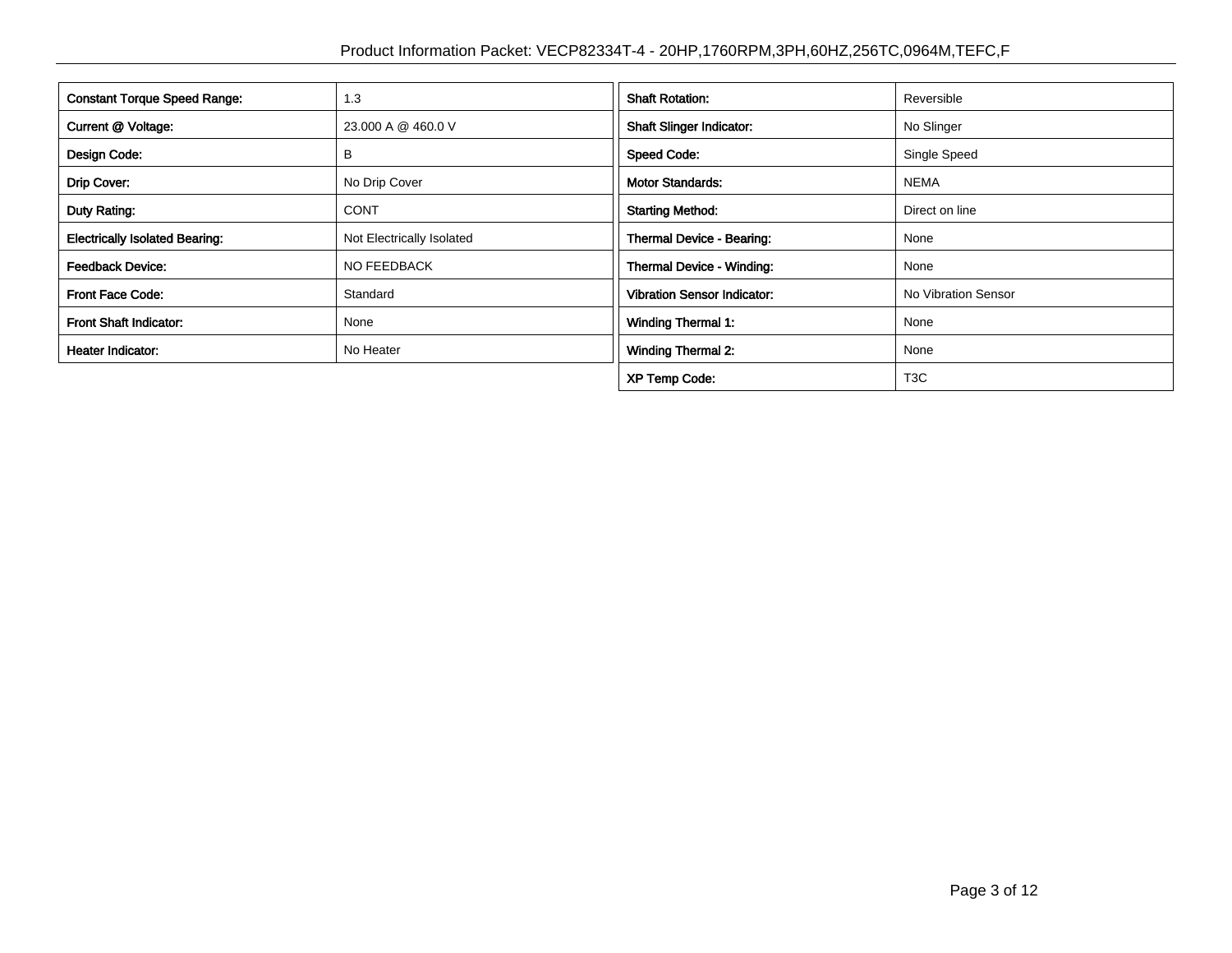| Constant Torque Speed Range: | 1.3 |
|---|---|
| Current @ Voltage: | 23.000 A @ 460.0 V |
| Design Code: | B |
| Drip Cover: | No Drip Cover |
| Duty Rating: | CONT |
| Electrically Isolated Bearing: | Not Electrically Isolated |
| Feedback Device: | NO FEEDBACK |
| Front Face Code: | Standard |
| Front Shaft Indicator: | None |
| Heater Indicator: | No Heater |

| Shaft Rotation: | Reversible |
|---|---|
| Shaft Slinger Indicator: | No Slinger |
| Speed Code: | Single Speed |
| Motor Standards: | NEMA |
| Starting Method: | Direct on line |
| Thermal Device - Bearing: | None |
| Thermal Device - Winding: | None |
| Vibration Sensor Indicator: | No Vibration Sensor |
| Winding Thermal 1: | None |
| Winding Thermal 2: | None |
| XP Temp Code: | T3C |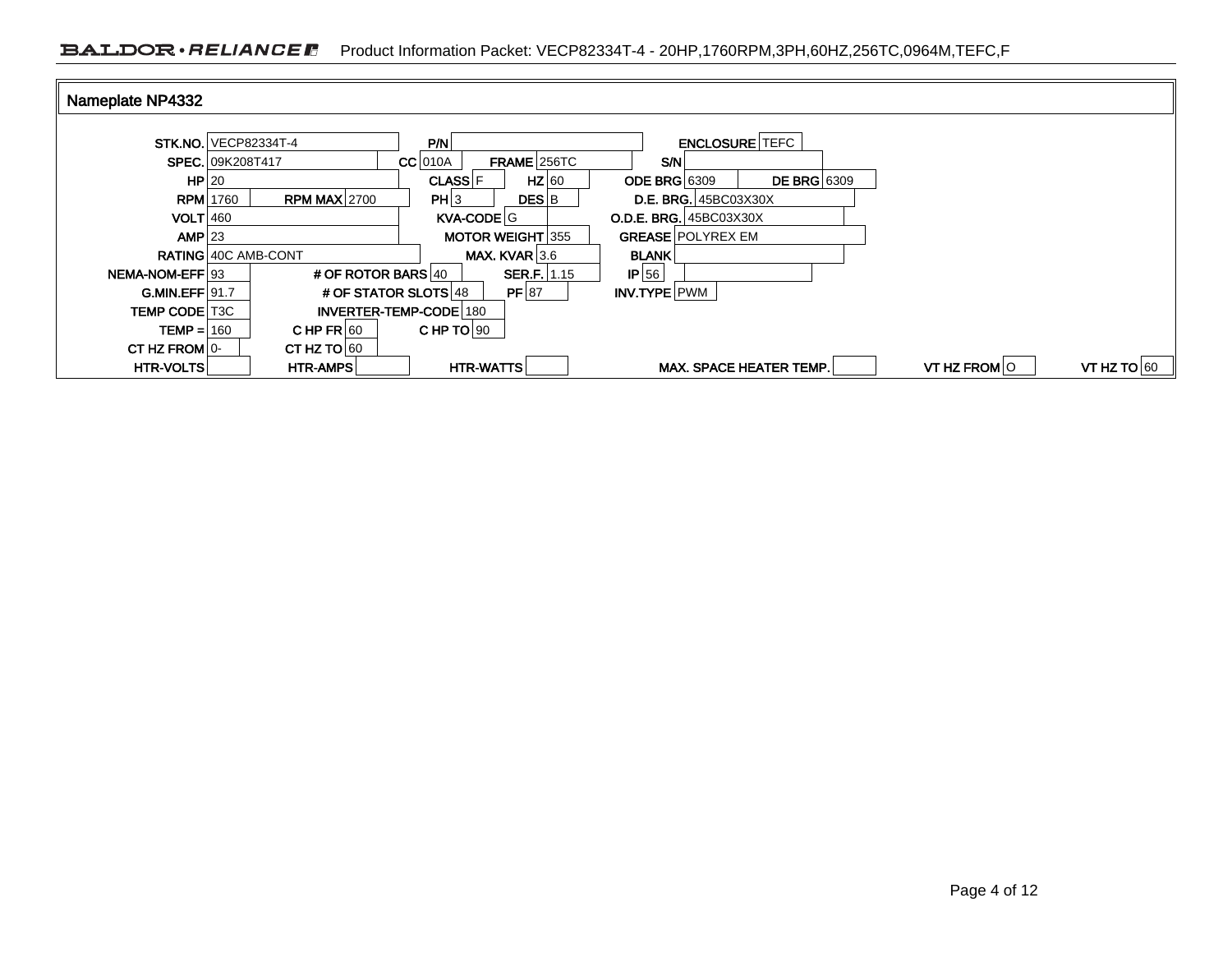## Nameplate NP4332

| Field | Value | Field | Value | Field | Value | Field | Value |
|---|---|---|---|---|---|---|---|
| STK.NO. | VECP82334T-4 | P/N | | ENCLOSURE | TEFC | | |
| SPEC. | 09K208T417 | CC | 010A | FRAME | 256TC | S/N | |
| HP | 20 | CLASS | F | HZ | 60 | ODE BRG | 6309 |
| DE BRG | 6309 | | | | | | |
| RPM | 1760 | RPM MAX | 2700 | PH | 3 | DES | B |
| D.E. BRG. | 45BC03X30X | | | | | | |
| VOLT | 460 | KVA-CODE | G | O.D.E. BRG. | 45BC03X30X | | |
| AMP | 23 | MOTOR WEIGHT | 355 | GREASE | POLYREX EM | | |
| RATING | 40C AMB-CONT | MAX. KVAR | 3.6 | BLANK | | | |
| NEMA-NOM-EFF | 93 | # OF ROTOR BARS | 40 | SER.F. | 1.15 | IP | 56 |
| G.MIN.EFF | 91.7 | # OF STATOR SLOTS | 48 | PF | 87 | INV.TYPE | PWM |
| TEMP CODE | T3C | INVERTER-TEMP-CODE | 180 | | | | |
| TEMP = | 160 | C HP FR | 60 | C HP TO | 90 | | |
| CT HZ FROM | 0- | CT HZ TO | 60 | | | | |
| HTR-VOLTS | | HTR-AMPS | | HTR-WATTS | | MAX. SPACE HEATER TEMP. | |
| VT HZ FROM | O | VT HZ TO | 60 | | | | |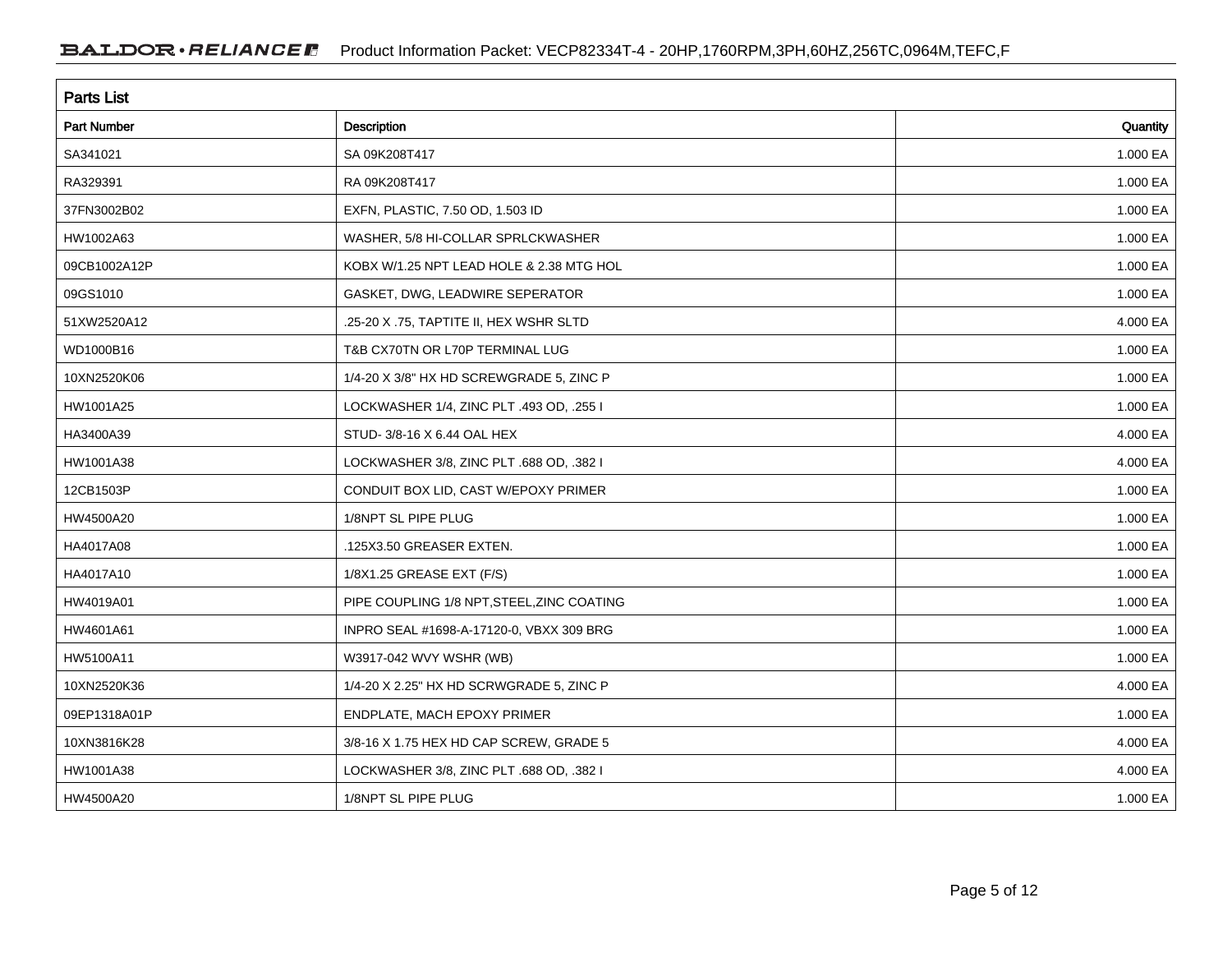## Parts List

| Part Number | Description | Quantity |
|---|---|---|
| SA341021 | SA 09K208T417 | 1.000 EA |
| RA329391 | RA 09K208T417 | 1.000 EA |
| 37FN3002B02 | EXFN, PLASTIC, 7.50 OD, 1.503 ID | 1.000 EA |
| HW1002A63 | WASHER, 5/8 HI-COLLAR SPRLCKWASHER | 1.000 EA |
| 09CB1002A12P | KOBX W/1.25 NPT LEAD HOLE & 2.38 MTG HOL | 1.000 EA |
| 09GS1010 | GASKET, DWG, LEADWIRE SEPERATOR | 1.000 EA |
| 51XW2520A12 | .25-20 X .75, TAPTITE II, HEX WSHR SLTD | 4.000 EA |
| WD1000B16 | T&B CX70TN OR L70P TERMINAL LUG | 1.000 EA |
| 10XN2520K06 | 1/4-20 X 3/8" HX HD SCREWGRADE 5, ZINC P | 1.000 EA |
| HW1001A25 | LOCKWASHER 1/4, ZINC PLT .493 OD, .255 I | 1.000 EA |
| HA3400A39 | STUD- 3/8-16 X 6.44 OAL HEX | 4.000 EA |
| HW1001A38 | LOCKWASHER 3/8, ZINC PLT .688 OD, .382 I | 4.000 EA |
| 12CB1503P | CONDUIT BOX LID, CAST W/EPOXY PRIMER | 1.000 EA |
| HW4500A20 | 1/8NPT SL PIPE PLUG | 1.000 EA |
| HA4017A08 | .125X3.50 GREASER EXTEN. | 1.000 EA |
| HA4017A10 | 1/8X1.25 GREASE EXT (F/S) | 1.000 EA |
| HW4019A01 | PIPE COUPLING 1/8 NPT,STEEL,ZINC COATING | 1.000 EA |
| HW4601A61 | INPRO SEAL #1698-A-17120-0, VBXX 309 BRG | 1.000 EA |
| HW5100A11 | W3917-042 WVY WSHR (WB) | 1.000 EA |
| 10XN2520K36 | 1/4-20 X 2.25" HX HD SCRWGRADE 5, ZINC P | 4.000 EA |
| 09EP1318A01P | ENDPLATE, MACH EPOXY PRIMER | 1.000 EA |
| 10XN3816K28 | 3/8-16 X 1.75 HEX HD CAP SCREW, GRADE 5 | 4.000 EA |
| HW1001A38 | LOCKWASHER 3/8, ZINC PLT .688 OD, .382 I | 4.000 EA |
| HW4500A20 | 1/8NPT SL PIPE PLUG | 1.000 EA |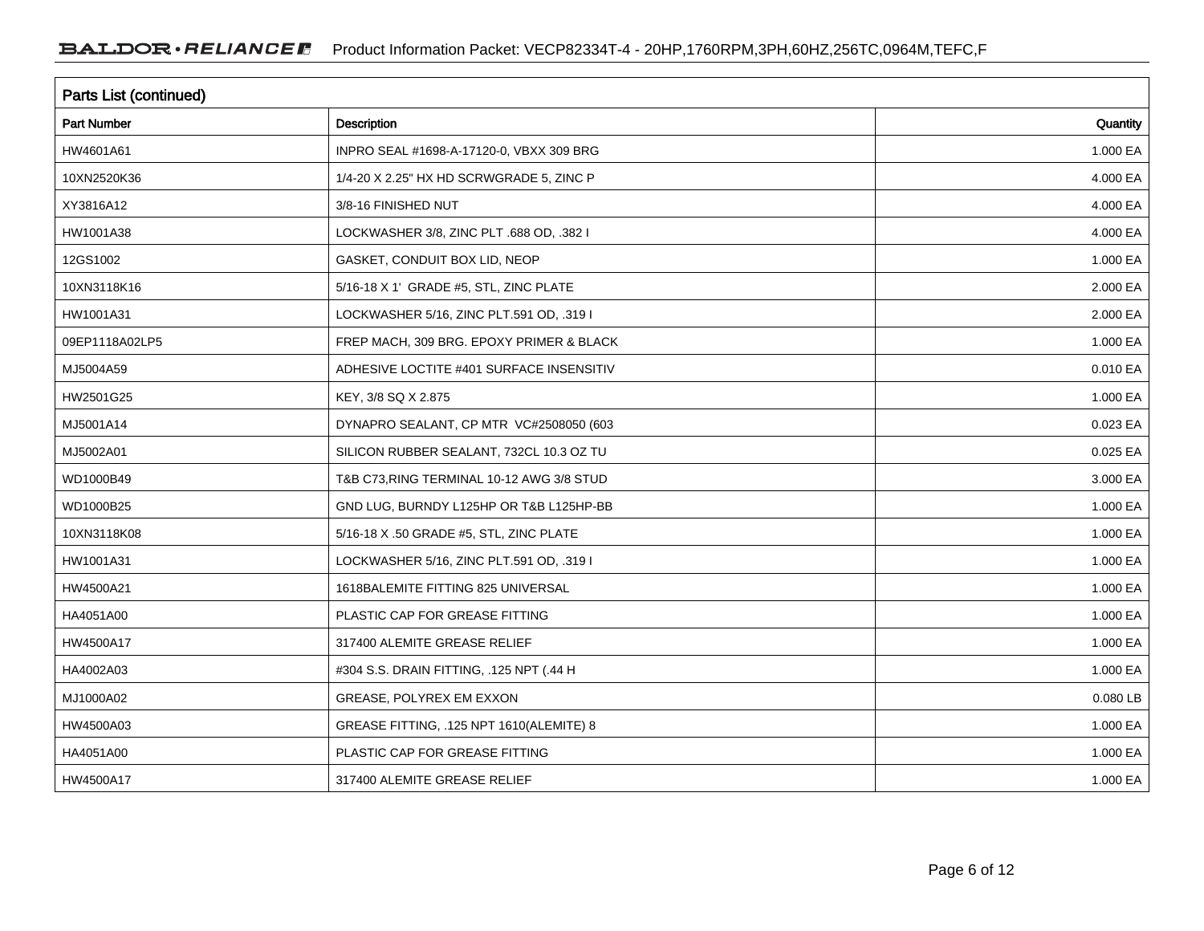## Parts List (continued)

| Part Number | Description | Quantity |
| --- | --- | --- |
| HW4601A61 | INPRO SEAL #1698-A-17120-0, VBXX 309 BRG | 1.000 EA |
| 10XN2520K36 | 1/4-20 X 2.25" HX HD SCRWGRADE 5, ZINC P | 4.000 EA |
| XY3816A12 | 3/8-16 FINISHED NUT | 4.000 EA |
| HW1001A38 | LOCKWASHER 3/8, ZINC PLT .688 OD, .382 I | 4.000 EA |
| 12GS1002 | GASKET, CONDUIT BOX LID, NEOP | 1.000 EA |
| 10XN3118K16 | 5/16-18 X 1' GRADE #5, STL, ZINC PLATE | 2.000 EA |
| HW1001A31 | LOCKWASHER 5/16, ZINC PLT.591 OD, .319 I | 2.000 EA |
| 09EP1118A02LP5 | FREP MACH, 309 BRG. EPOXY PRIMER & BLACK | 1.000 EA |
| MJ5004A59 | ADHESIVE LOCTITE #401 SURFACE INSENSITIV | 0.010 EA |
| HW2501G25 | KEY, 3/8 SQ X 2.875 | 1.000 EA |
| MJ5001A14 | DYNAPRO SEALANT, CP MTR VC#2508050 (603 | 0.023 EA |
| MJ5002A01 | SILICON RUBBER SEALANT, 732CL 10.3 OZ TU | 0.025 EA |
| WD1000B49 | T&B C73,RING TERMINAL 10-12 AWG 3/8 STUD | 3.000 EA |
| WD1000B25 | GND LUG, BURNDY L125HP OR T&B L125HP-BB | 1.000 EA |
| 10XN3118K08 | 5/16-18 X .50 GRADE #5, STL, ZINC PLATE | 1.000 EA |
| HW1001A31 | LOCKWASHER 5/16, ZINC PLT.591 OD, .319 I | 1.000 EA |
| HW4500A21 | 1618BALEMITE FITTING 825 UNIVERSAL | 1.000 EA |
| HA4051A00 | PLASTIC CAP FOR GREASE FITTING | 1.000 EA |
| HW4500A17 | 317400 ALEMITE GREASE RELIEF | 1.000 EA |
| HA4002A03 | #304 S.S. DRAIN FITTING, .125 NPT (.44 H | 1.000 EA |
| MJ1000A02 | GREASE, POLYREX EM EXXON | 0.080 LB |
| HW4500A03 | GREASE FITTING, .125 NPT 1610(ALEMITE) 8 | 1.000 EA |
| HA4051A00 | PLASTIC CAP FOR GREASE FITTING | 1.000 EA |
| HW4500A17 | 317400 ALEMITE GREASE RELIEF | 1.000 EA |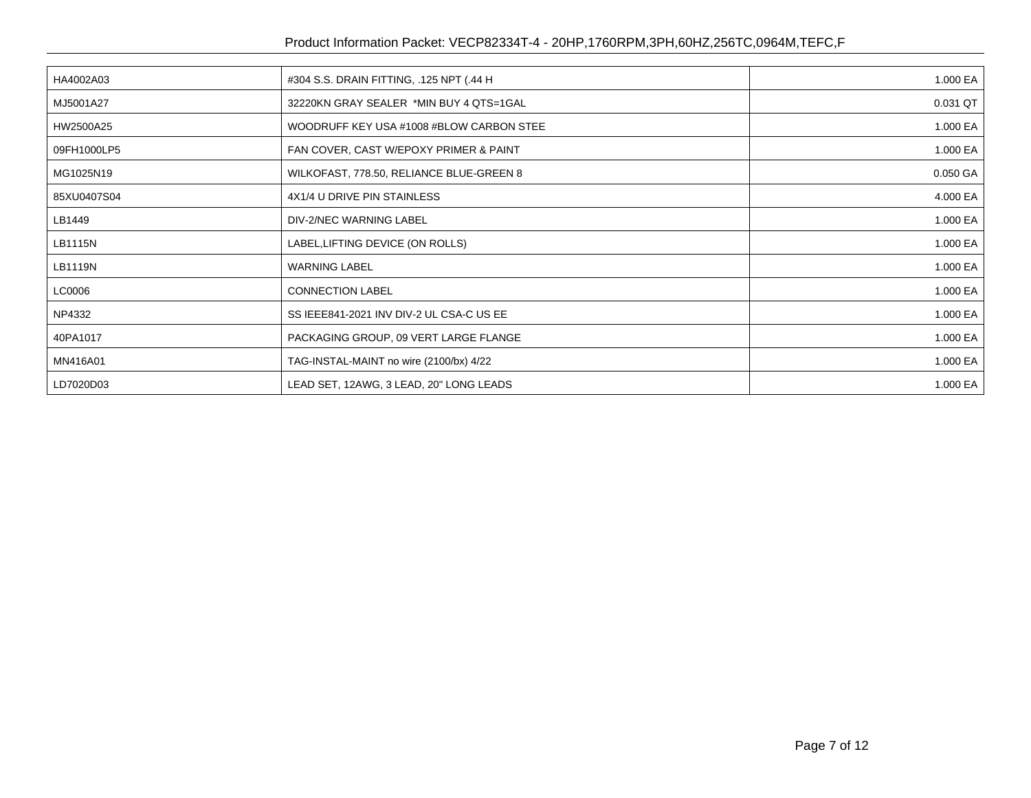| | | |
|---|---|---|
| HA4002A03 | #304 S.S. DRAIN FITTING, .125 NPT (.44 H | 1.000 EA |
| MJ5001A27 | 32220KN GRAY SEALER  *MIN BUY 4 QTS=1GAL | 0.031 QT |
| HW2500A25 | WOODRUFF KEY USA #1008 #BLOW CARBON STEE | 1.000 EA |
| 09FH1000LP5 | FAN COVER, CAST W/EPOXY PRIMER & PAINT | 1.000 EA |
| MG1025N19 | WILKOFAST, 778.50, RELIANCE BLUE-GREEN 8 | 0.050 GA |
| 85XU0407S04 | 4X1/4 U DRIVE PIN STAINLESS | 4.000 EA |
| LB1449 | DIV-2/NEC WARNING LABEL | 1.000 EA |
| LB1115N | LABEL,LIFTING DEVICE (ON ROLLS) | 1.000 EA |
| LB1119N | WARNING LABEL | 1.000 EA |
| LC0006 | CONNECTION LABEL | 1.000 EA |
| NP4332 | SS IEEE841-2021 INV DIV-2 UL CSA-C US EE | 1.000 EA |
| 40PA1017 | PACKAGING GROUP, 09 VERT LARGE FLANGE | 1.000 EA |
| MN416A01 | TAG-INSTAL-MAINT no wire (2100/bx) 4/22 | 1.000 EA |
| LD7020D03 | LEAD SET, 12AWG, 3 LEAD, 20" LONG LEADS | 1.000 EA |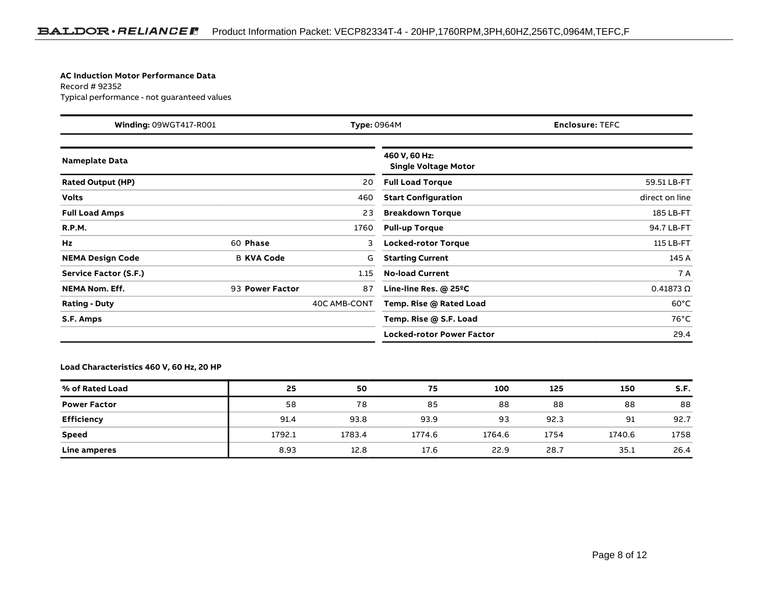**AC Induction Motor Performance Data**
Record # 92352
Typical performance - not guaranteed values

| **Winding:** 09WGT417-R001 | **Type:** 0964M | **Enclosure:** TEFC |
|---|---|---|

| **Nameplate Data** | | | | **460 V, 60 Hz: Single Voltage Motor** | |
|---|---|---|---|---|---|
| **Rated Output (HP)** | | | 20 | **Full Load Torque** | 59.51 LB-FT |
| **Volts** | | | 460 | **Start Configuration** | direct on line |
| **Full Load Amps** | | | 23 | **Breakdown Torque** | 185 LB-FT |
| **R.P.M.** | | | 1760 | **Pull-up Torque** | 94.7 LB-FT |
| **Hz** | 60 | **Phase** | 3 | **Locked-rotor Torque** | 115 LB-FT |
| **NEMA Design Code** | B | **KVA Code** | G | **Starting Current** | 145 A |
| **Service Factor (S.F.)** | | | 1.15 | **No-load Current** | 7 A |
| **NEMA Nom. Eff.** | 93 | **Power Factor** | 87 | **Line-line Res. @ 25ºC** | 0.41873 Ω |
| **Rating - Duty** | | | 40C AMB-CONT | **Temp. Rise @ Rated Load** | 60°C |
| **S.F. Amps** | | | | **Temp. Rise @ S.F. Load** | 76°C |
| | | | | **Locked-rotor Power Factor** | 29.4 |

**Load Characteristics 460 V, 60 Hz, 20 HP**

| % of Rated Load | 25 | 50 | 75 | 100 | 125 | 150 | S.F. |
|---|---|---|---|---|---|---|---|
| **Power Factor** | 58 | 78 | 85 | 88 | 88 | 88 | 88 |
| **Efficiency** | 91.4 | 93.8 | 93.9 | 93 | 92.3 | 91 | 92.7 |
| **Speed** | 1792.1 | 1783.4 | 1774.6 | 1764.6 | 1754 | 1740.6 | 1758 |
| **Line amperes** | 8.93 | 12.8 | 17.6 | 22.9 | 28.7 | 35.1 | 26.4 |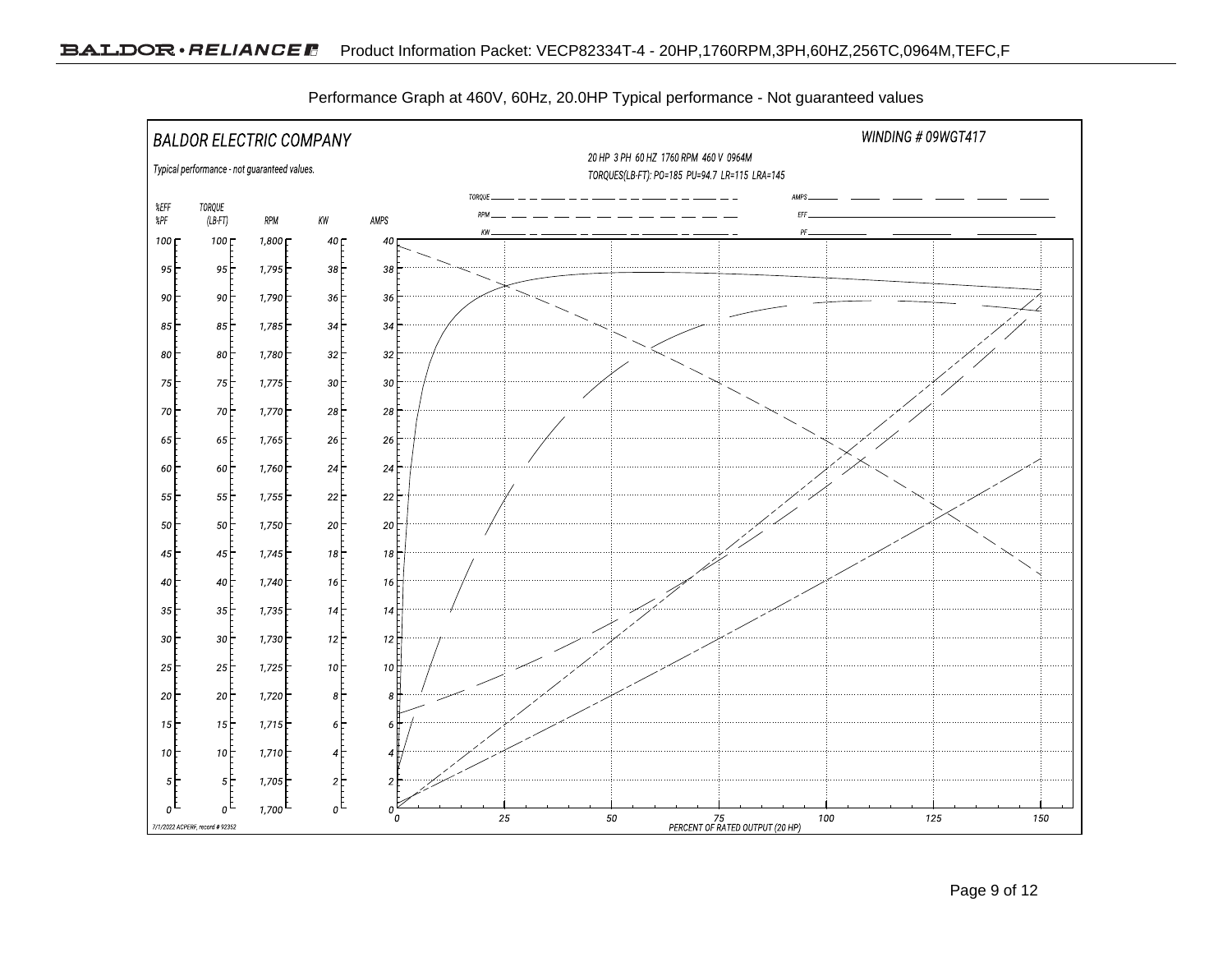Performance Graph at 460V, 60Hz, 20.0HP Typical performance - Not guaranteed values

BALDOR ELECTRIC COMPANY

WINDING # 09WGT417

Typical performance - not guaranteed values.

20 HP 3 PH 60 HZ 1760 RPM 460 V 0964M

TORQUES(LB-FT): PO=185 PU=94.7 LR=115 LRA=145

TORQUE — RPM — KW — AMPS — EFF — PF

| %EFF %PF | TORQUE (LB-FT) | RPM | KW | AMPS |
|---|---|---|---|---|
| 100 | 100 | 1,800 | 40 | 40 |
| 95 | 95 | 1,795 | 38 | 38 |
| 90 | 90 | 1,790 | 36 | 36 |
| 85 | 85 | 1,785 | 34 | 34 |
| 80 | 80 | 1,780 | 32 | 32 |
| 75 | 75 | 1,775 | 30 | 30 |
| 70 | 70 | 1,770 | 28 | 28 |
| 65 | 65 | 1,765 | 26 | 26 |
| 60 | 60 | 1,760 | 24 | 24 |
| 55 | 55 | 1,755 | 22 | 22 |
| 50 | 50 | 1,750 | 20 | 20 |
| 45 | 45 | 1,745 | 18 | 18 |
| 40 | 40 | 1,740 | 16 | 16 |
| 35 | 35 | 1,735 | 14 | 14 |
| 30 | 30 | 1,730 | 12 | 12 |
| 25 | 25 | 1,725 | 10 | 10 |
| 20 | 20 | 1,720 | 8 | 8 |
| 15 | 15 | 1,715 | 6 | 6 |
| 10 | 10 | 1,710 | 4 | 4 |
| 5 | 5 | 1,705 | 2 | 2 |
| 0 | 0 | 1,700 | 0 | 0 |

0 25 50 75 100 125 150

PERCENT OF RATED OUTPUT (20 HP)

7/1/2022 ACPERF, record # 92352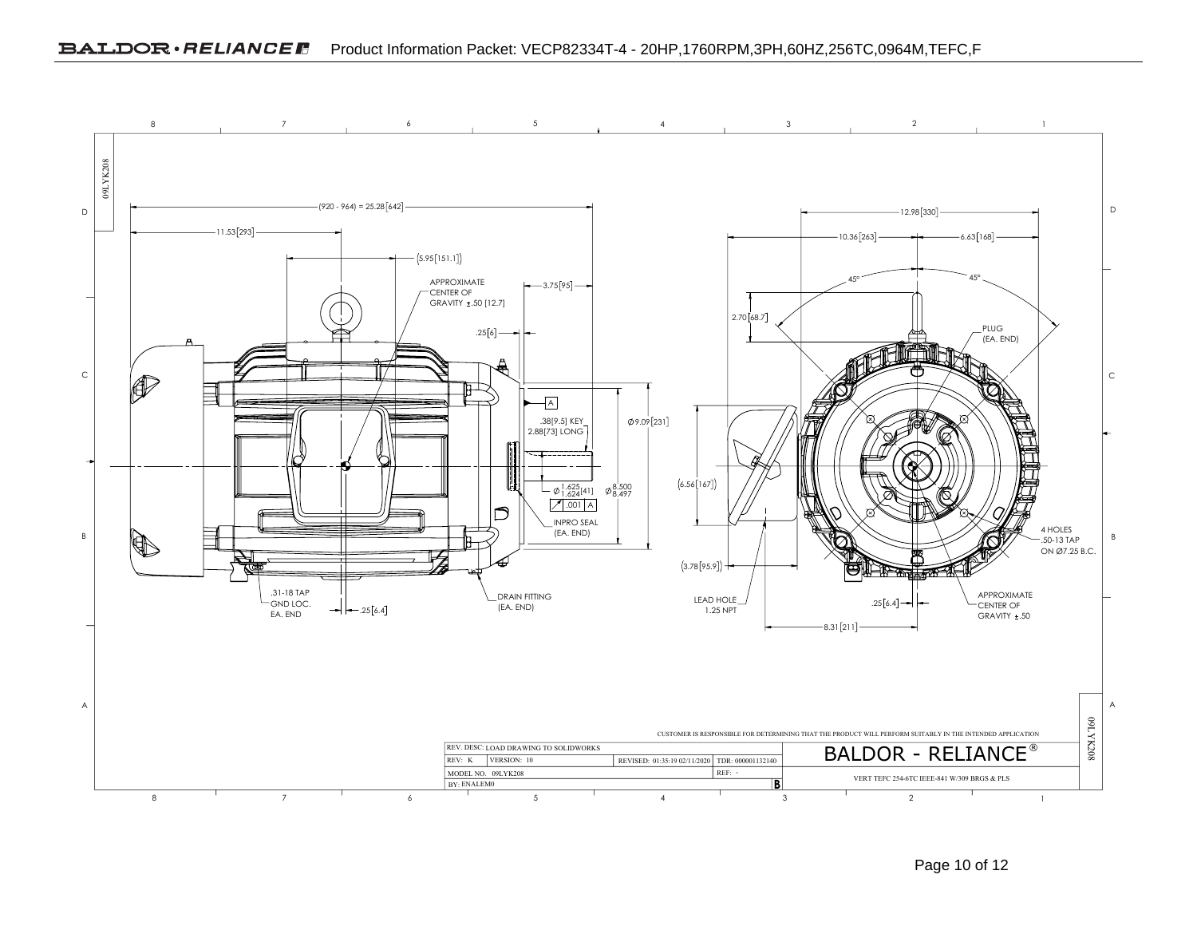BALDOR • RELIANCE Product Information Packet: VECP82334T-4 - 20HP,1760RPM,3PH,60HZ,256TC,0964M,TEFC,F

09LYK208

(920 - 964) = 25.28 [642]

11.53 [293]

(5.95 [151.1])

APPROXIMATE CENTER OF GRAVITY ±.50 [12.7]

3.75 [95]

.25 [6]

A

.38 [9.5] KEY 2.88 [73] LONG

Ø9.09 [231]

Ø 1.625 / 1.624 [41]

Ø 8.500 / 8.497

.001 A

INPRO SEAL (EA. END)

.31-18 TAP GND LOC. EA. END

.25 [6.4]

DRAIN FITTING (EA. END)

12.98 [330]

10.36 [263]

6.63 [168]

45°

45°

2.70 [68.7]

PLUG (EA. END)

(6.56 [167])

(3.78 [95.9])

LEAD HOLE 1.25 NPT

.25 [6.4]

8.31 [211]

4 HOLES .50-13 TAP ON Ø7.25 B.C.

APPROXIMATE CENTER OF GRAVITY ±.50

CUSTOMER IS RESPONSIBLE FOR DETERMINING THAT THE PRODUCT WILL PERFORM SUITABLY IN THE INTENDED APPLICATION

| REV. DESC: LOAD DRAWING TO SOLIDWORKS | | | | BALDOR - RELIANCE® |
|---|---|---|---|---|
| REV: K | VERSION: 10 | REVISED: 01:35:19 02/11/2020 | TDR: 000001132140 | |
| MODEL NO. 09LYK208 | | | REF: - | VERT TEFC 254-6TC IEEE-841 W/309 BRGS & PLS |
| BY: ENALEM0 | | | B | |

09LYK208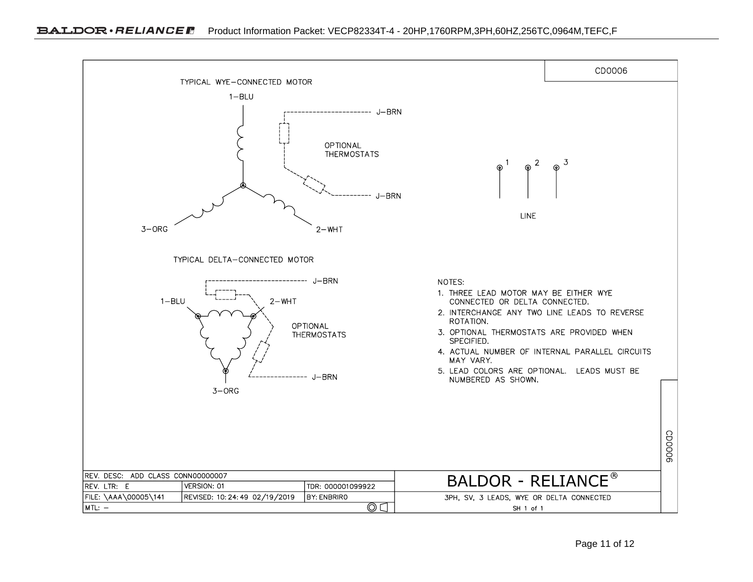CD0006

TYPICAL WYE-CONNECTED MOTOR

1-BLU

J-BRN

OPTIONAL THERMOSTATS

J-BRN

3-ORG

2-WHT

1 2 3

LINE

TYPICAL DELTA-CONNECTED MOTOR

J-BRN

1-BLU

2-WHT

OPTIONAL THERMOSTATS

J-BRN

3-ORG

NOTES:

1. THREE LEAD MOTOR MAY BE EITHER WYE CONNECTED OR DELTA CONNECTED.
2. INTERCHANGE ANY TWO LINE LEADS TO REVERSE ROTATION.
3. OPTIONAL THERMOSTATS ARE PROVIDED WHEN SPECIFIED.
4. ACTUAL NUMBER OF INTERNAL PARALLEL CIRCUITS MAY VARY.
5. LEAD COLORS ARE OPTIONAL. LEADS MUST BE NUMBERED AS SHOWN.

CD0006

| REV. DESC: ADD CLASS CONN00000007 | | | BALDOR - RELIANCE® |
|---|---|---|---|
| REV. LTR: E | VERSION: 01 | TDR: 000001099922 | |
| FILE: \AAA\00005\141 | REVISED: 10:24:49 02/19/2019 | BY: ENBRIRO | 3PH, SV, 3 LEADS, WYE OR DELTA CONNECTED |
| MTL: – | | | SH 1 of 1 |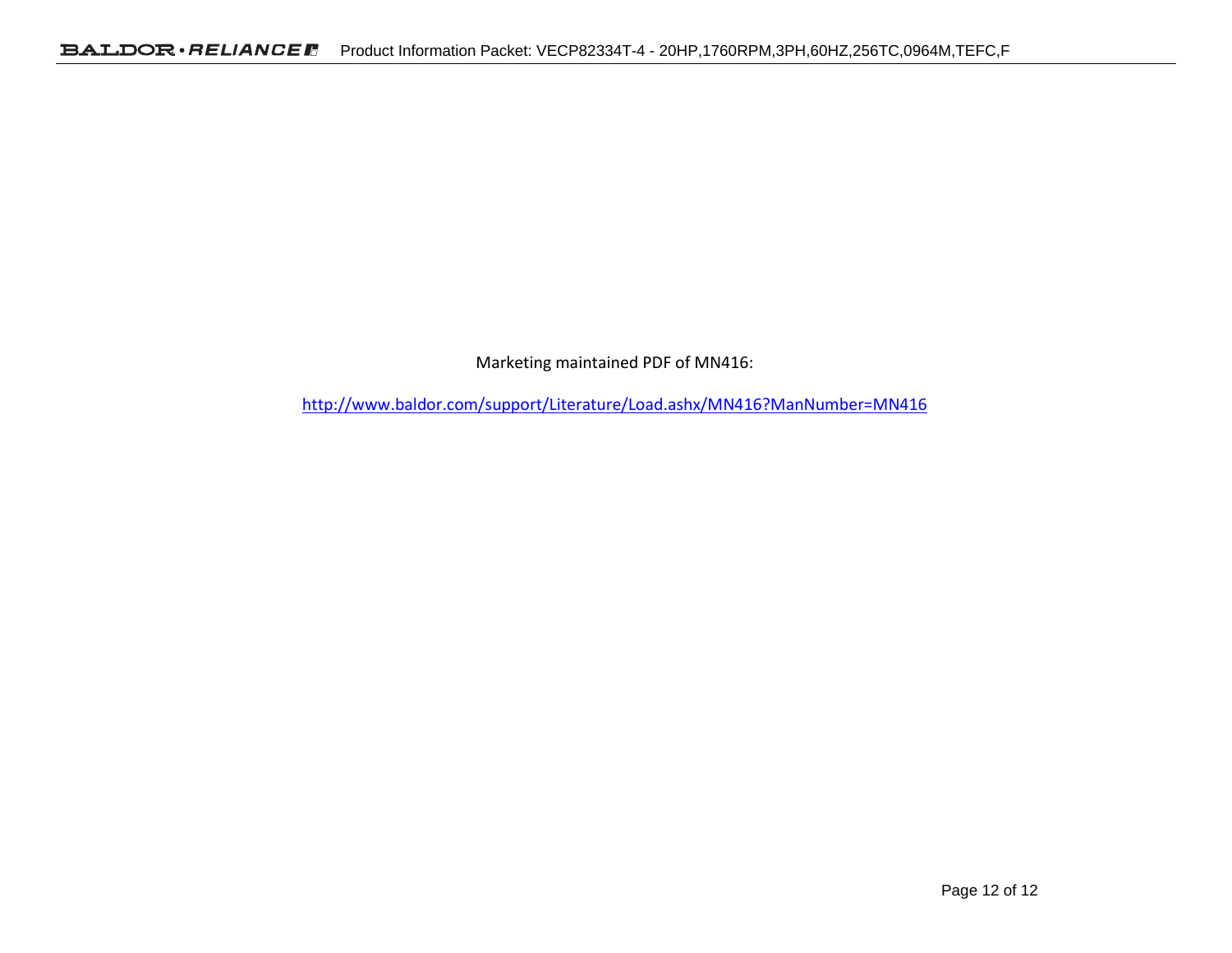Marketing maintained PDF of MN416:

http://www.baldor.com/support/Literature/Load.ashx/MN416?ManNumber=MN416